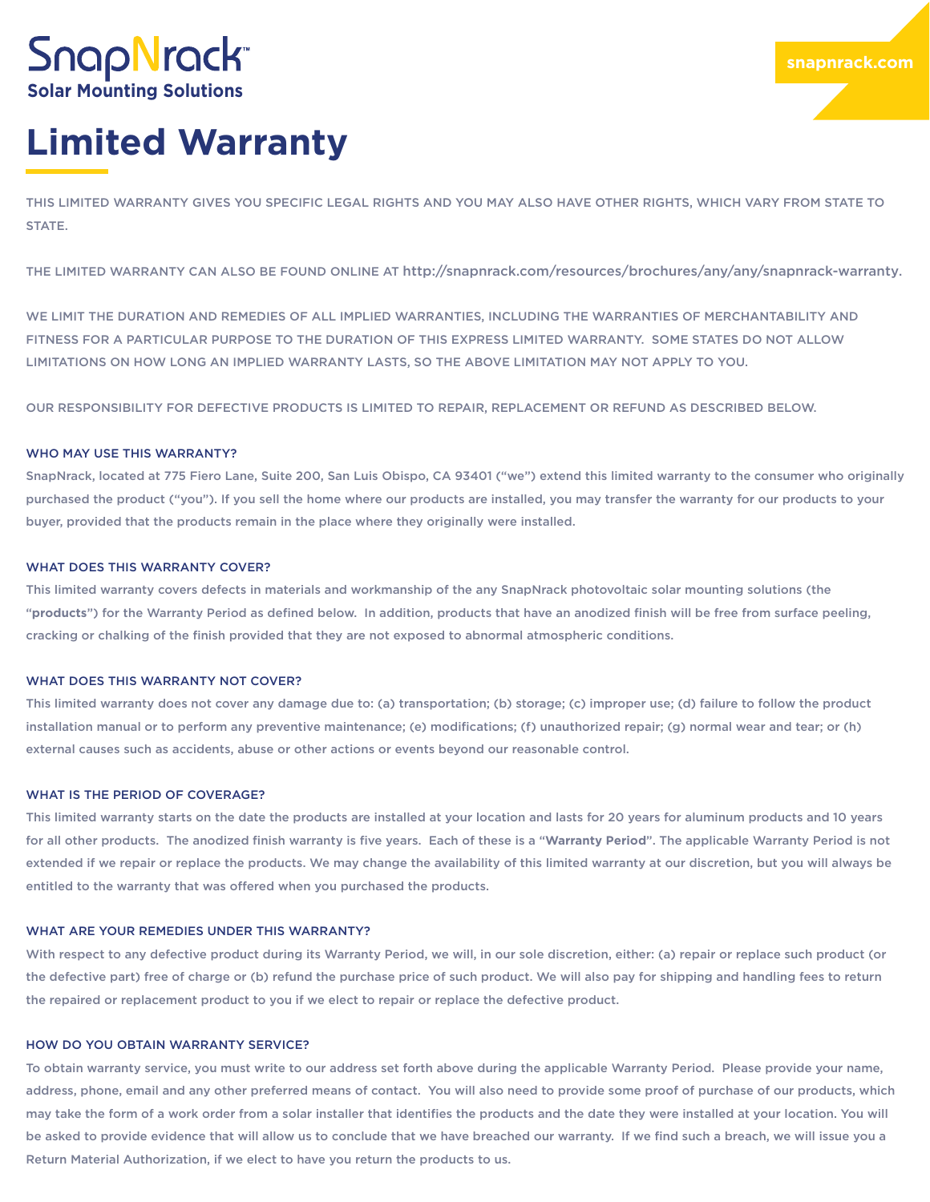SnapNrack™
Solar Mounting Solutions

snapnrack.com

# Limited Warranty

THIS LIMITED WARRANTY GIVES YOU SPECIFIC LEGAL RIGHTS AND YOU MAY ALSO HAVE OTHER RIGHTS, WHICH VARY FROM STATE TO STATE.

THE LIMITED WARRANTY CAN ALSO BE FOUND ONLINE AT http://snapnrack.com/resources/brochures/any/any/snapnrack-warranty.

WE LIMIT THE DURATION AND REMEDIES OF ALL IMPLIED WARRANTIES, INCLUDING THE WARRANTIES OF MERCHANTABILITY AND FITNESS FOR A PARTICULAR PURPOSE TO THE DURATION OF THIS EXPRESS LIMITED WARRANTY. SOME STATES DO NOT ALLOW LIMITATIONS ON HOW LONG AN IMPLIED WARRANTY LASTS, SO THE ABOVE LIMITATION MAY NOT APPLY TO YOU.

OUR RESPONSIBILITY FOR DEFECTIVE PRODUCTS IS LIMITED TO REPAIR, REPLACEMENT OR REFUND AS DESCRIBED BELOW.

### WHO MAY USE THIS WARRANTY?

SnapNrack, located at 775 Fiero Lane, Suite 200, San Luis Obispo, CA 93401 ("we") extend this limited warranty to the consumer who originally purchased the product ("you"). If you sell the home where our products are installed, you may transfer the warranty for our products to your buyer, provided that the products remain in the place where they originally were installed.

### WHAT DOES THIS WARRANTY COVER?

This limited warranty covers defects in materials and workmanship of the any SnapNrack photovoltaic solar mounting solutions (the "**products**") for the Warranty Period as defined below. In addition, products that have an anodized finish will be free from surface peeling, cracking or chalking of the finish provided that they are not exposed to abnormal atmospheric conditions.

### WHAT DOES THIS WARRANTY NOT COVER?

This limited warranty does not cover any damage due to: (a) transportation; (b) storage; (c) improper use; (d) failure to follow the product installation manual or to perform any preventive maintenance; (e) modifications; (f) unauthorized repair; (g) normal wear and tear; or (h) external causes such as accidents, abuse or other actions or events beyond our reasonable control.

### WHAT IS THE PERIOD OF COVERAGE?

This limited warranty starts on the date the products are installed at your location and lasts for 20 years for aluminum products and 10 years for all other products. The anodized finish warranty is five years. Each of these is a "**Warranty Period**". The applicable Warranty Period is not extended if we repair or replace the products. We may change the availability of this limited warranty at our discretion, but you will always be entitled to the warranty that was offered when you purchased the products.

### WHAT ARE YOUR REMEDIES UNDER THIS WARRANTY?

With respect to any defective product during its Warranty Period, we will, in our sole discretion, either: (a) repair or replace such product (or the defective part) free of charge or (b) refund the purchase price of such product. We will also pay for shipping and handling fees to return the repaired or replacement product to you if we elect to repair or replace the defective product.

### HOW DO YOU OBTAIN WARRANTY SERVICE?

To obtain warranty service, you must write to our address set forth above during the applicable Warranty Period. Please provide your name, address, phone, email and any other preferred means of contact. You will also need to provide some proof of purchase of our products, which may take the form of a work order from a solar installer that identifies the products and the date they were installed at your location. You will be asked to provide evidence that will allow us to conclude that we have breached our warranty. If we find such a breach, we will issue you a Return Material Authorization, if we elect to have you return the products to us.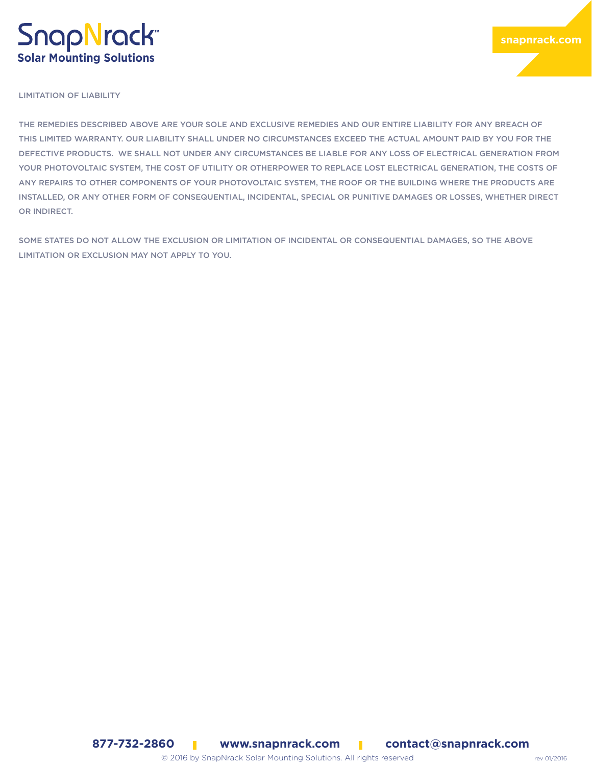LIMITATION OF LIABILITY

THE REMEDIES DESCRIBED ABOVE ARE YOUR SOLE AND EXCLUSIVE REMEDIES AND OUR ENTIRE LIABILITY FOR ANY BREACH OF THIS LIMITED WARRANTY. OUR LIABILITY SHALL UNDER NO CIRCUMSTANCES EXCEED THE ACTUAL AMOUNT PAID BY YOU FOR THE DEFECTIVE PRODUCTS. WE SHALL NOT UNDER ANY CIRCUMSTANCES BE LIABLE FOR ANY LOSS OF ELECTRICAL GENERATION FROM YOUR PHOTOVOLTAIC SYSTEM, THE COST OF UTILITY OR OTHERPOWER TO REPLACE LOST ELECTRICAL GENERATION, THE COSTS OF ANY REPAIRS TO OTHER COMPONENTS OF YOUR PHOTOVOLTAIC SYSTEM, THE ROOF OR THE BUILDING WHERE THE PRODUCTS ARE INSTALLED, OR ANY OTHER FORM OF CONSEQUENTIAL, INCIDENTAL, SPECIAL OR PUNITIVE DAMAGES OR LOSSES, WHETHER DIRECT OR INDIRECT.

SOME STATES DO NOT ALLOW THE EXCLUSION OR LIMITATION OF INCIDENTAL OR CONSEQUENTIAL DAMAGES, SO THE ABOVE LIMITATION OR EXCLUSION MAY NOT APPLY TO YOU.